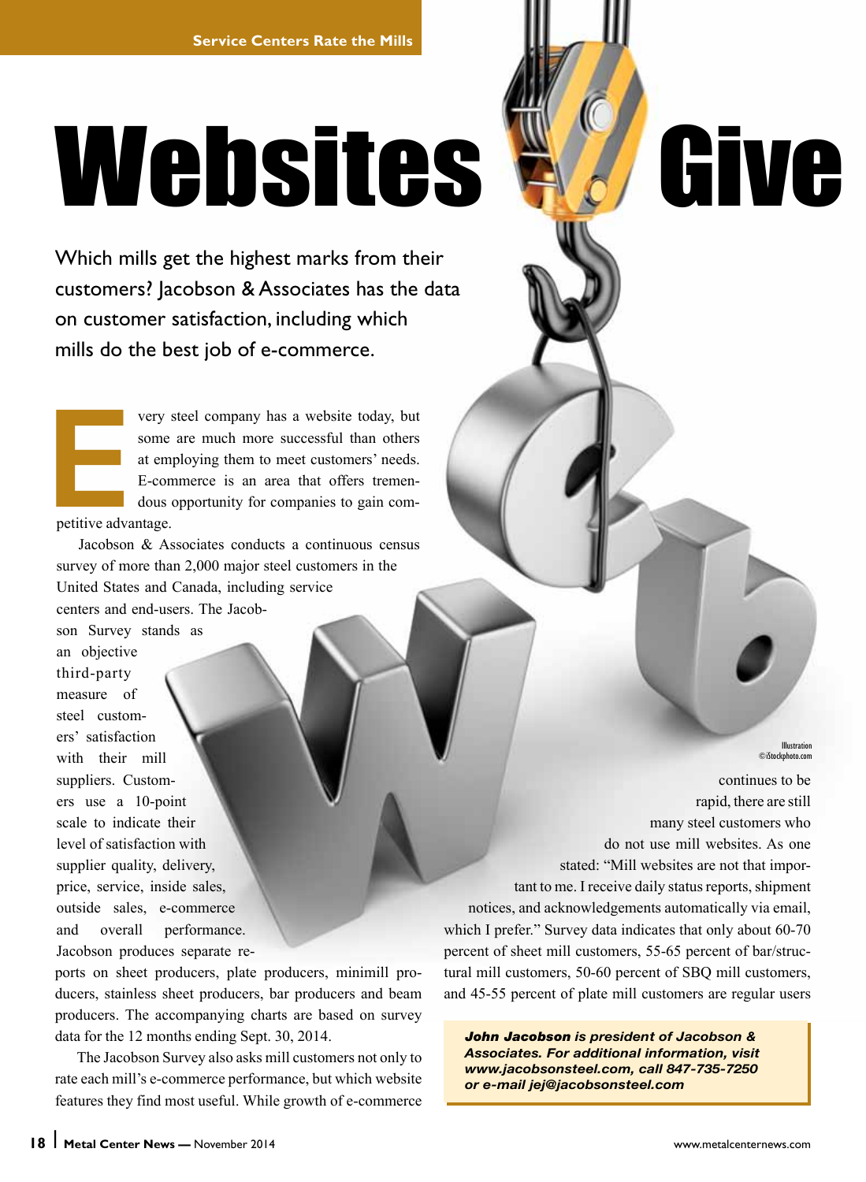# Websites Give

Which mills get the highest marks from their customers? Jacobson & Associates has the data on customer satisfaction, including which mills do the best job of e-commerce.

Every steel company has a website today, but some are much more successful than others at employing them to meet customers' needs. E-commerce is an area that offers tremendous opportunity for companies to gain competitive advantage.

Jacobson & Associates conducts a continuous census survey of more than 2,000 major steel customers in the United States and Canada, including service centers and end-users. The Jacobson Survey stands as an objective third-party measure of steel customers' satisfaction with their mill suppliers. Customers use a 10-point scale to indicate their level of satisfaction with supplier quality, delivery, price, service, inside sales, outside sales, e-commerce and overall performance. Jacobson produces separate reports on sheet producers, plate producers, minimill producers, stainless sheet producers, bar producers and beam producers. The accompanying charts are based on survey data for the 12 months ending Sept. 30, 2014.

The Jacobson Survey also asks mill customers not only to rate each mill's e-commerce performance, but which website features they find most useful. While growth of e-commerce continues to be rapid, there are still many steel customers who do not use mill websites. As one stated: "Mill websites are not that important to me. I receive daily status reports, shipment notices, and acknowledgements automatically via email, which I prefer." Survey data indicates that only about 60-70 percent of sheet mill customers, 55-65 percent of bar/structural mill customers, 50-60 percent of SBQ mill customers, and 45-55 percent of plate mill customers are regular users

Illustration ©iStockphoto.com

***John Jacobson** is president of Jacobson & Associates. For additional information, visit www.jacobsonsteel.com, call 847-735-7250 or e-mail jej@jacobsonsteel.com*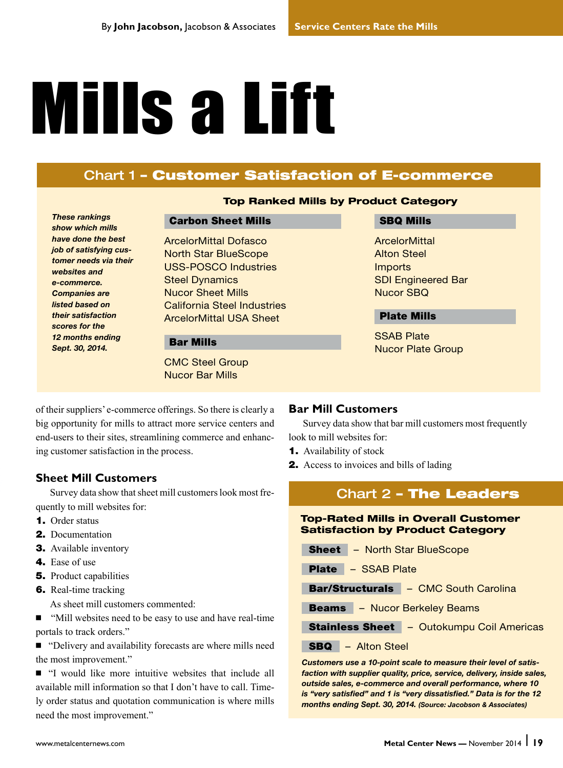# Mills a Lift

## Chart 1 – Customer Satisfaction of E-commerce

*These rankings show which mills have done the best job of satisfying customer needs via their websites and e-commerce. Companies are listed based on their satisfaction scores for the 12 months ending Sept. 30, 2014.*

### Top Ranked Mills by Product Category

**Carbon Sheet Mills**

ArcelorMittal Dofasco
North Star BlueScope
USS-POSCO Industries
Steel Dynamics
Nucor Sheet Mills
California Steel Industries
ArcelorMittal USA Sheet

**Bar Mills**

CMC Steel Group
Nucor Bar Mills

**SBQ Mills**

ArcelorMittal
Alton Steel
Imports
SDI Engineered Bar
Nucor SBQ

**Plate Mills**

SSAB Plate
Nucor Plate Group

of their suppliers' e-commerce offerings. So there is clearly a big opportunity for mills to attract more service centers and end-users to their sites, streamlining commerce and enhancing customer satisfaction in the process.

### Sheet Mill Customers

Survey data show that sheet mill customers look most frequently to mill websites for:

1. Order status
2. Documentation
3. Available inventory
4. Ease of use
5. Product capabilities
6. Real-time tracking

As sheet mill customers commented:

- "Mill websites need to be easy to use and have real-time portals to track orders."
- "Delivery and availability forecasts are where mills need the most improvement."
- "I would like more intuitive websites that include all available mill information so that I don't have to call. Timely order status and quotation communication is where mills need the most improvement."

### Bar Mill Customers

Survey data show that bar mill customers most frequently look to mill websites for:

1. Availability of stock
2. Access to invoices and bills of lading

## Chart 2 – The Leaders

### Top-Rated Mills in Overall Customer Satisfaction by Product Category

**Sheet** – North Star BlueScope
**Plate** – SSAB Plate
**Bar/Structurals** – CMC South Carolina
**Beams** – Nucor Berkeley Beams
**Stainless Sheet** – Outokumpu Coil Americas
**SBQ** – Alton Steel

***Customers use a 10-point scale to measure their level of satisfaction with supplier quality, price, service, delivery, inside sales, outside sales, e-commerce and overall performance, where 10 is "very satisfied" and 1 is "very dissatisfied." Data is for the 12 months ending Sept. 30, 2014.*** *(Source: Jacobson & Associates)*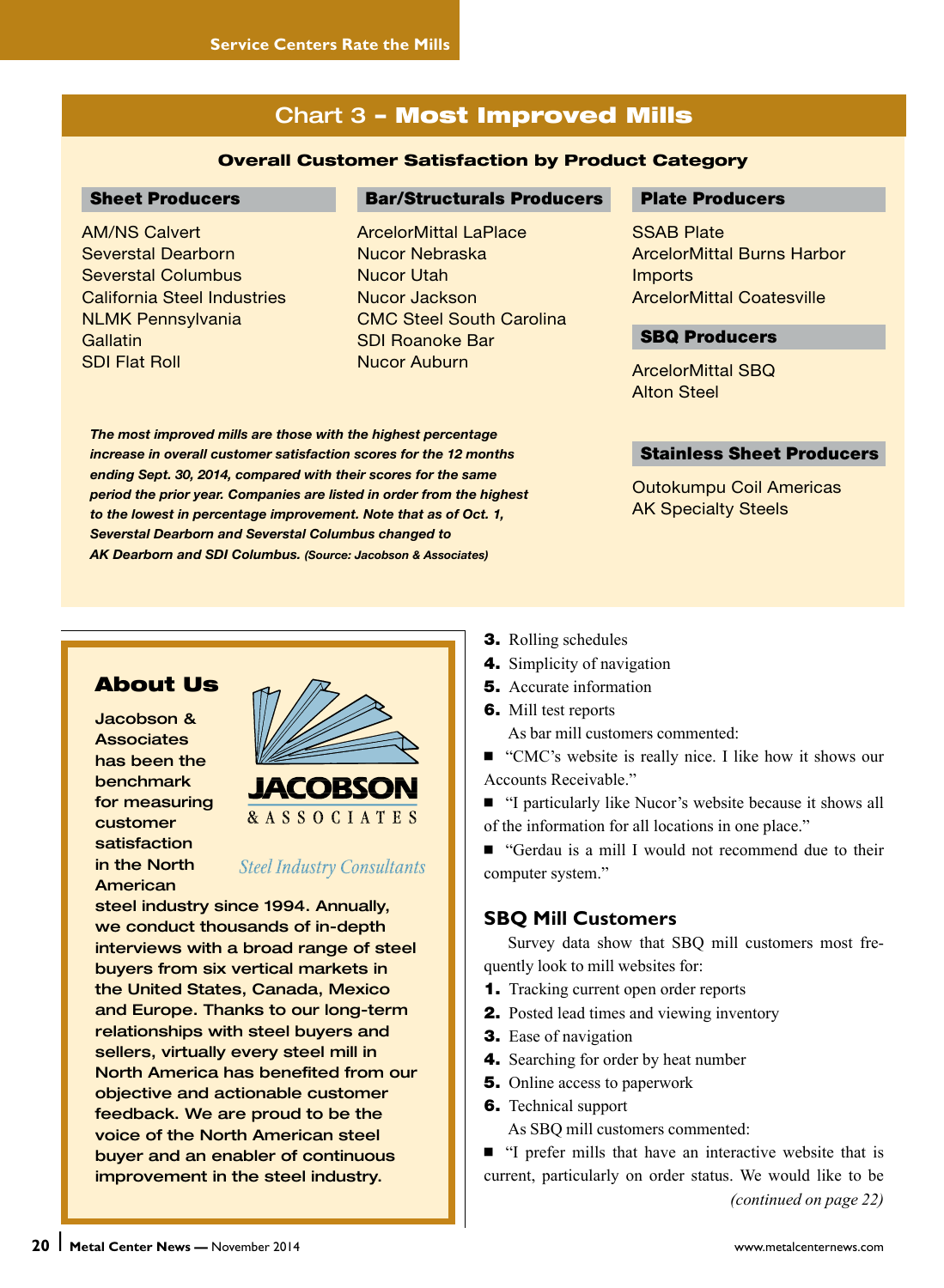## Chart 3 – Most Improved Mills

### Overall Customer Satisfaction by Product Category

**Sheet Producers**

AM/NS Calvert
Severstal Dearborn
Severstal Columbus
California Steel Industries
NLMK Pennsylvania
Gallatin
SDI Flat Roll

**Bar/Structurals Producers**

ArcelorMittal LaPlace
Nucor Nebraska
Nucor Utah
Nucor Jackson
CMC Steel South Carolina
SDI Roanoke Bar
Nucor Auburn

**Plate Producers**

SSAB Plate
ArcelorMittal Burns Harbor
Imports
ArcelorMittal Coatesville

**SBQ Producers**

ArcelorMittal SBQ
Alton Steel

**Stainless Sheet Producers**

Outokumpu Coil Americas
AK Specialty Steels

***The most improved mills are those with the highest percentage increase in overall customer satisfaction scores for the 12 months ending Sept. 30, 2014, compared with their scores for the same period the prior year. Companies are listed in order from the highest to the lowest in percentage improvement. Note that as of Oct. 1, Severstal Dearborn and Severstal Columbus changed to AK Dearborn and SDI Columbus.*** *(Source: Jacobson & Associates)*

**About Us**

**Jacobson & Associates has been the benchmark for measuring customer satisfaction in the North American steel industry since 1994. Annually, we conduct thousands of in-depth interviews with a broad range of steel buyers from six vertical markets in the United States, Canada, Mexico and Europe. Thanks to our long-term relationships with steel buyers and sellers, virtually every steel mill in North America has benefited from our objective and actionable customer feedback. We are proud to be the voice of the North American steel buyer and an enabler of continuous improvement in the steel industry.**

JACOBSON & ASSOCIATES
*Steel Industry Consultants*

3. Rolling schedules
4. Simplicity of navigation
5. Accurate information
6. Mill test reports

As bar mill customers commented:

- "CMC's website is really nice. I like how it shows our Accounts Receivable."
- "I particularly like Nucor's website because it shows all of the information for all locations in one place."
- "Gerdau is a mill I would not recommend due to their computer system."

### SBQ Mill Customers

Survey data show that SBQ mill customers most frequently look to mill websites for:

1. Tracking current open order reports
2. Posted lead times and viewing inventory
3. Ease of navigation
4. Searching for order by heat number
5. Online access to paperwork
6. Technical support

As SBQ mill customers commented:

- "I prefer mills that have an interactive website that is current, particularly on order status. We would like to be

*(continued on page 22)*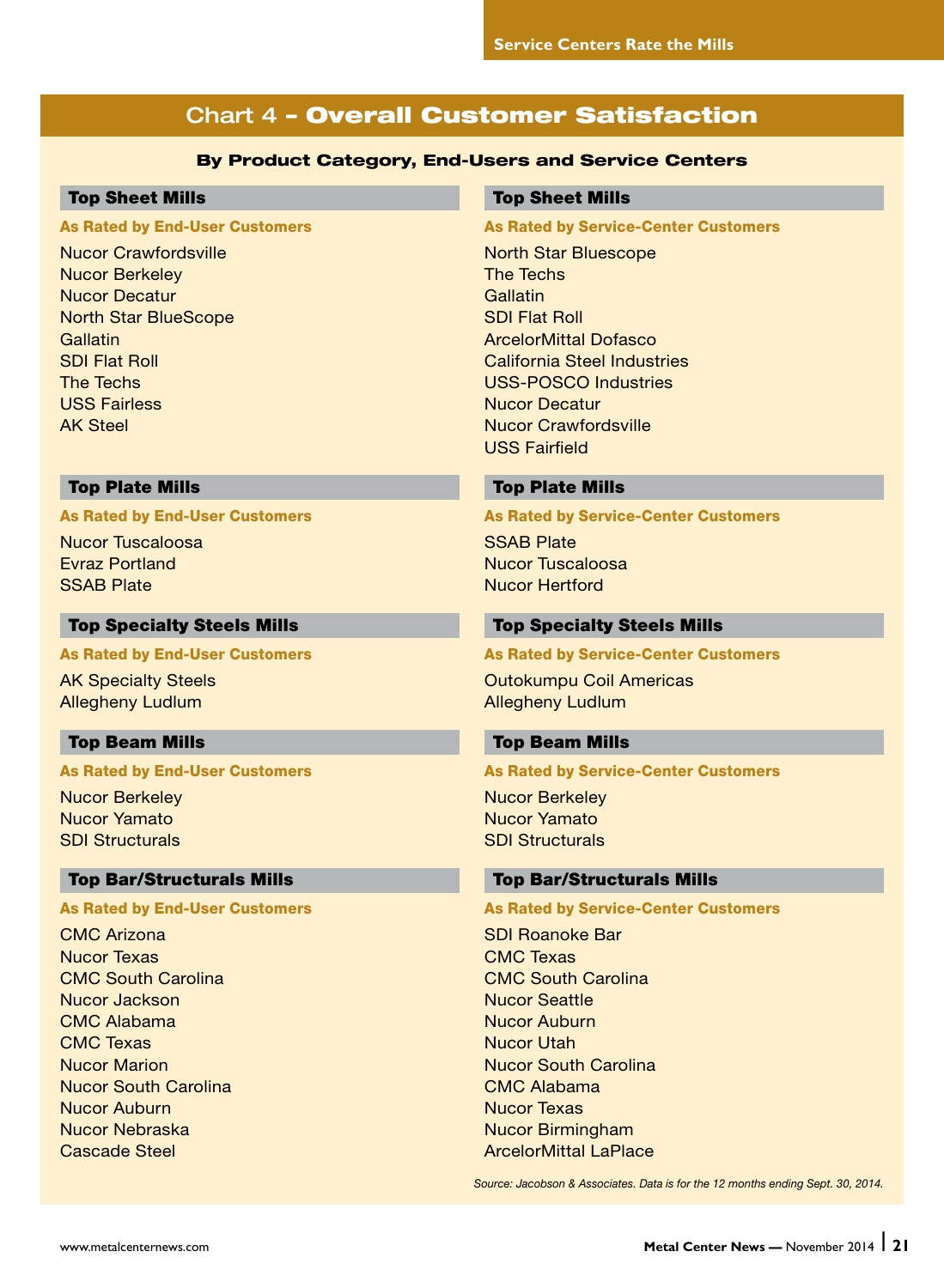# Chart 4 - Overall Customer Satisfaction

**By Product Category, End-Users and Service Centers**

## Top Sheet Mills

**As Rated by End-User Customers**

Nucor Crawfordsville
Nucor Berkeley
Nucor Decatur
North Star BlueScope
Gallatin
SDI Flat Roll
The Techs
USS Fairless
AK Steel

## Top Plate Mills

**As Rated by End-User Customers**

Nucor Tuscaloosa
Evraz Portland
SSAB Plate

## Top Specialty Steels Mills

**As Rated by End-User Customers**

AK Specialty Steels
Allegheny Ludlum

## Top Beam Mills

**As Rated by End-User Customers**

Nucor Berkeley
Nucor Yamato
SDI Structurals

## Top Bar/Structurals Mills

**As Rated by End-User Customers**

CMC Arizona
Nucor Texas
CMC South Carolina
Nucor Jackson
CMC Alabama
CMC Texas
Nucor Marion
Nucor South Carolina
Nucor Auburn
Nucor Nebraska
Cascade Steel

## Top Sheet Mills

**As Rated by Service-Center Customers**

North Star Bluescope
The Techs
Gallatin
SDI Flat Roll
ArcelorMittal Dofasco
California Steel Industries
USS-POSCO Industries
Nucor Decatur
Nucor Crawfordsville
USS Fairfield

## Top Plate Mills

**As Rated by Service-Center Customers**

SSAB Plate
Nucor Tuscaloosa
Nucor Hertford

## Top Specialty Steels Mills

**As Rated by Service-Center Customers**

Outokumpu Coil Americas
Allegheny Ludlum

## Top Beam Mills

**As Rated by Service-Center Customers**

Nucor Berkeley
Nucor Yamato
SDI Structurals

## Top Bar/Structurals Mills

**As Rated by Service-Center Customers**

SDI Roanoke Bar
CMC Texas
CMC South Carolina
Nucor Seattle
Nucor Auburn
Nucor Utah
Nucor South Carolina
CMC Alabama
Nucor Texas
Nucor Birmingham
ArcelorMittal LaPlace

*Source: Jacobson & Associates. Data is for the 12 months ending Sept. 30, 2014.*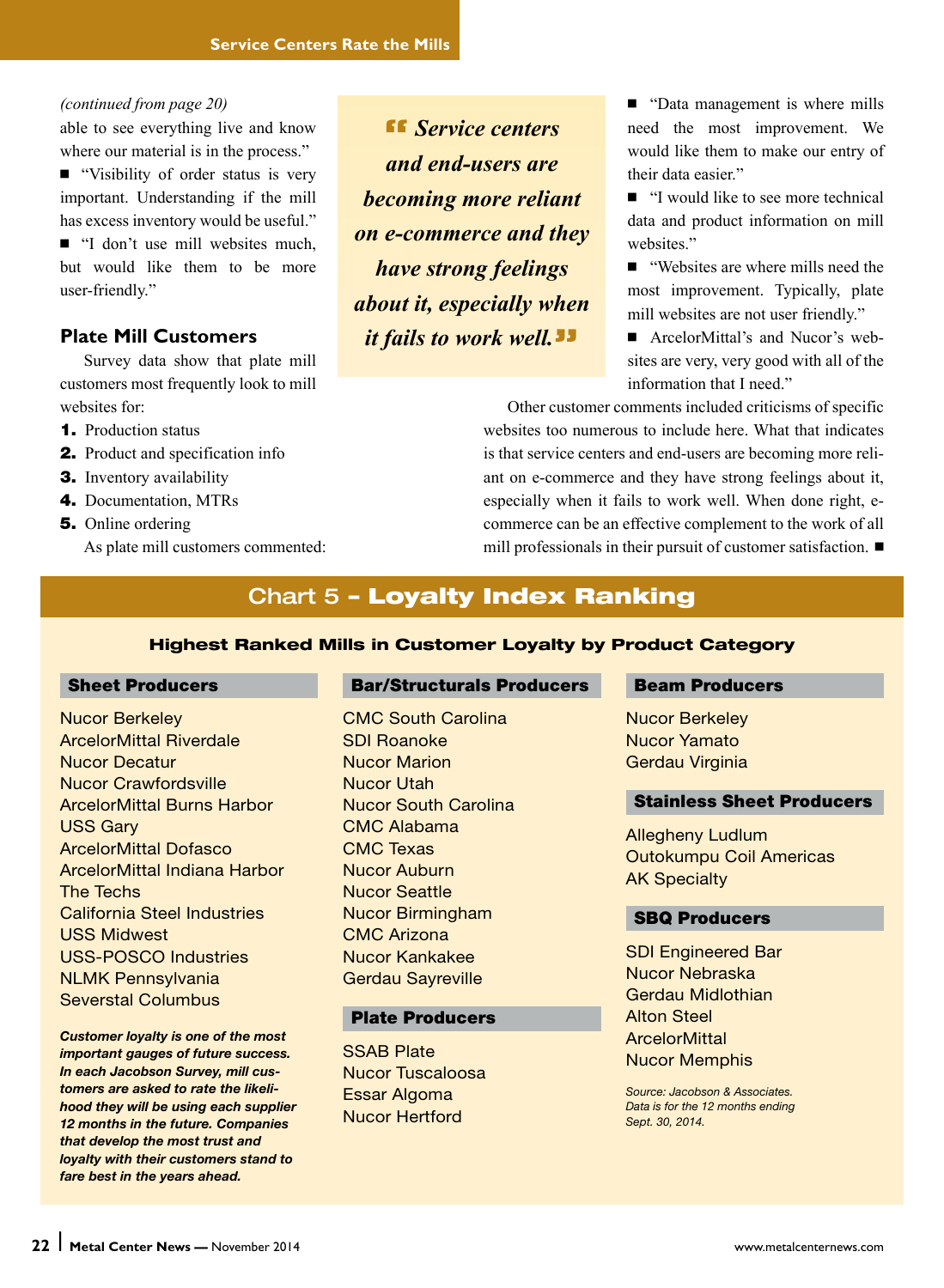*(continued from page 20)*
able to see everything live and know where our material is in the process."

- "Visibility of order status is very important. Understanding if the mill has excess inventory would be useful."
- "I don't use mill websites much, but would like them to be more user-friendly."

### Plate Mill Customers

Survey data show that plate mill customers most frequently look to mill websites for:

1. Production status
2. Product and specification info
3. Inventory availability
4. Documentation, MTRs
5. Online ordering

As plate mill customers commented:

> *"Service centers and end-users are becoming more reliant on e-commerce and they have strong feelings about it, especially when it fails to work well."*

- "Data management is where mills need the most improvement. We would like them to make our entry of their data easier."
- "I would like to see more technical data and product information on mill websites."
- "Websites are where mills need the most improvement. Typically, plate mill websites are not user friendly."
- ArcelorMittal's and Nucor's websites are very, very good with all of the information that I need."

Other customer comments included criticisms of specific websites too numerous to include here. What that indicates is that service centers and end-users are becoming more reliant on e-commerce and they have strong feelings about it, especially when it fails to work well. When done right, e-commerce can be an effective complement to the work of all mill professionals in their pursuit of customer satisfaction. ■

## Chart 5 – Loyalty Index Ranking

**Highest Ranked Mills in Customer Loyalty by Product Category**

**Sheet Producers**

Nucor Berkeley
ArcelorMittal Riverdale
Nucor Decatur
Nucor Crawfordsville
ArcelorMittal Burns Harbor
USS Gary
ArcelorMittal Dofasco
ArcelorMittal Indiana Harbor
The Techs
California Steel Industries
USS Midwest
USS-POSCO Industries
NLMK Pennsylvania
Severstal Columbus

***Customer loyalty is one of the most important gauges of future success. In each Jacobson Survey, mill customers are asked to rate the likelihood they will be using each supplier 12 months in the future. Companies that develop the most trust and loyalty with their customers stand to fare best in the years ahead.***

**Bar/Structurals Producers**

CMC South Carolina
SDI Roanoke
Nucor Marion
Nucor Utah
Nucor South Carolina
CMC Alabama
CMC Texas
Nucor Auburn
Nucor Seattle
Nucor Birmingham
CMC Arizona
Nucor Kankakee
Gerdau Sayreville

**Plate Producers**

SSAB Plate
Nucor Tuscaloosa
Essar Algoma
Nucor Hertford

**Beam Producers**

Nucor Berkeley
Nucor Yamato
Gerdau Virginia

**Stainless Sheet Producers**

Allegheny Ludlum
Outokumpu Coil Americas
AK Specialty

**SBQ Producers**

SDI Engineered Bar
Nucor Nebraska
Gerdau Midlothian
Alton Steel
ArcelorMittal
Nucor Memphis

*Source: Jacobson & Associates. Data is for the 12 months ending Sept. 30, 2014.*